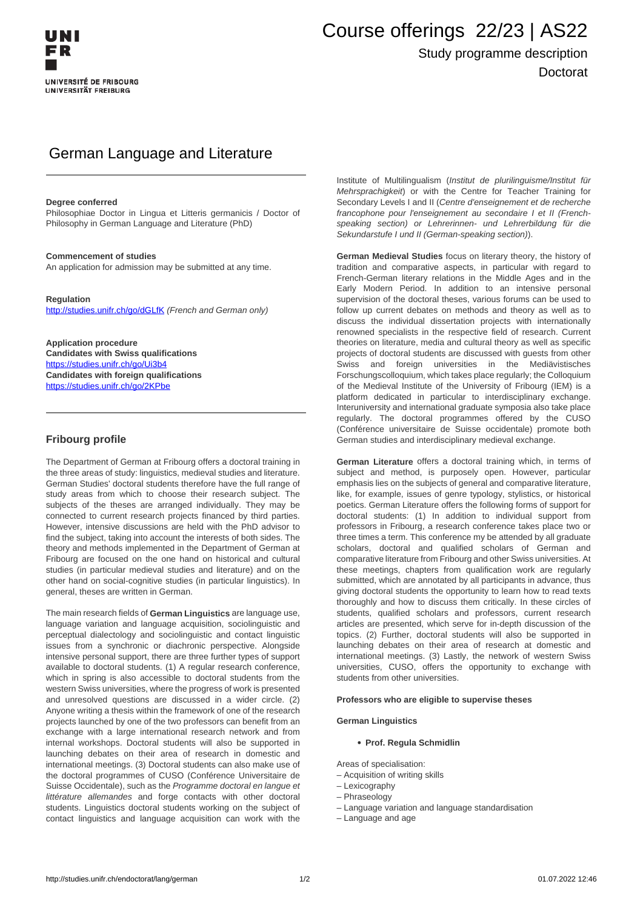# Course offerings 22/23 | AS22

Study programme description

Doctorat

## German Language and Literature

**Degree conferred**

Philosophiae Doctor in Lingua et Litteris germanicis / Doctor of Philosophy in German Language and Literature (PhD)

**Commencement of studies**

An application for admission may be submitted at any time.

**Regulation**

http://studies.unifr.ch/go/dGLfK *(French and German only)*

**Application procedure**

**Candidates with Swiss qualifications**

https://studies.unifr.ch/go/Ui3b4

**Candidates with foreign qualifications**

https://studies.unifr.ch/go/2KPbe

### Fribourg profile

The Department of German at Fribourg offers a doctoral training in the three areas of study: linguistics, medieval studies and literature. German Studies' doctoral students therefore have the full range of study areas from which to choose their research subject. The subjects of the theses are arranged individually. They may be connected to current research projects financed by third parties. However, intensive discussions are held with the PhD advisor to find the subject, taking into account the interests of both sides. The theory and methods implemented in the Department of German at Fribourg are focused on the one hand on historical and cultural studies (in particular medieval studies and literature) and on the other hand on social-cognitive studies (in particular linguistics). In general, theses are written in German.

The main research fields of **German Linguistics** are language use, language variation and language acquisition, sociolinguistic and perceptual dialectology and sociolinguistic and contact linguistic issues from a synchronic or diachronic perspective. Alongside intensive personal support, there are three further types of support available to doctoral students. (1) A regular research conference, which in spring is also accessible to doctoral students from the western Swiss universities, where the progress of work is presented and unresolved questions are discussed in a wider circle. (2) Anyone writing a thesis within the framework of one of the research projects launched by one of the two professors can benefit from an exchange with a large international research network and from internal workshops. Doctoral students will also be supported in launching debates on their area of research in domestic and international meetings. (3) Doctoral students can also make use of the doctoral programmes of CUSO (Conférence Universitaire de Suisse Occidentale), such as the *Programme doctoral en langue et littérature allemandes* and forge contacts with other doctoral students. Linguistics doctoral students working on the subject of contact linguistics and language acquisition can work with the Institute of Multilingualism (*Institut de plurilinguisme/Institut für Mehrsprachigkeit*) or with the Centre for Teacher Training for Secondary Levels I and II (*Centre d'enseignement et de recherche francophone pour l'enseignement au secondaire I et II (French-speaking section) or Lehrerinnen- und Lehrerbildung für die Sekundarstufe I und II (German-speaking section)*).

**German Medieval Studies** focus on literary theory, the history of tradition and comparative aspects, in particular with regard to French-German literary relations in the Middle Ages and in the Early Modern Period. In addition to an intensive personal supervision of the doctoral theses, various forums can be used to follow up current debates on methods and theory as well as to discuss the individual dissertation projects with internationally renowned specialists in the respective field of research. Current theories on literature, media and cultural theory as well as specific projects of doctoral students are discussed with guests from other Swiss and foreign universities in the Mediävistisches Forschungscolloquium, which takes place regularly; the Colloquium of the Medieval Institute of the University of Fribourg (IEM) is a platform dedicated in particular to interdisciplinary exchange. Interuniversity and international graduate symposia also take place regularly. The doctoral programmes offered by the CUSO (Conférence universitaire de Suisse occidentale) promote both German studies and interdisciplinary medieval exchange.

**German Literature** offers a doctoral training which, in terms of subject and method, is purposely open. However, particular emphasis lies on the subjects of general and comparative literature, like, for example, issues of genre typology, stylistics, or historical poetics. German Literature offers the following forms of support for doctoral students: (1) In addition to individual support from professors in Fribourg, a research conference takes place two or three times a term. This conference my be attended by all graduate scholars, doctoral and qualified scholars of German and comparative literature from Fribourg and other Swiss universities. At these meetings, chapters from qualification work are regularly submitted, which are annotated by all participants in advance, thus giving doctoral students the opportunity to learn how to read texts thoroughly and how to discuss them critically. In these circles of students, qualified scholars and professors, current research articles are presented, which serve for in-depth discussion of the topics. (2) Further, doctoral students will also be supported in launching debates on their area of research at domestic and international meetings. (3) Lastly, the network of western Swiss universities, CUSO, offers the opportunity to exchange with students from other universities.

**Professors who are eligible to supervise theses**

**German Linguistics**

- **Prof. Regula Schmidlin**

Areas of specialisation:
– Acquisition of writing skills
– Lexicography
– Phraseology
– Language variation and language standardisation
– Language and age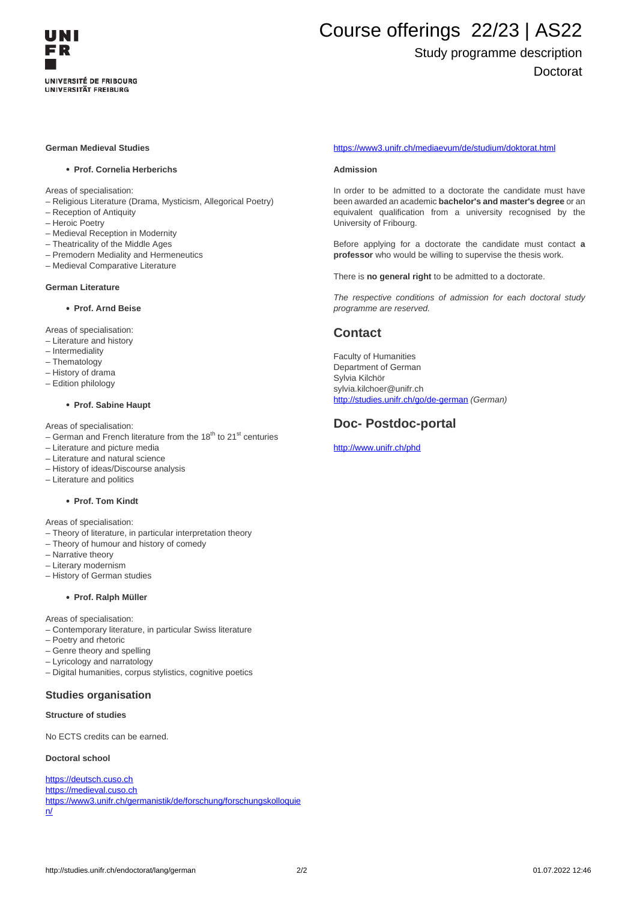**German Medieval Studies**

- **Prof. Cornelia Herberichs**

Areas of specialisation:
– Religious Literature (Drama, Mysticism, Allegorical Poetry)
– Reception of Antiquity
– Heroic Poetry
– Medieval Reception in Modernity
– Theatricality of the Middle Ages
– Premodern Mediality and Hermeneutics
– Medieval Comparative Literature

**German Literature**

- **Prof. Arnd Beise**

Areas of specialisation:
– Literature and history
– Intermediality
– Thematology
– History of drama
– Edition philology

- **Prof. Sabine Haupt**

Areas of specialisation:
– German and French literature from the 18th to 21st centuries
– Literature and picture media
– Literature and natural science
– History of ideas/Discourse analysis
– Literature and politics

- **Prof. Tom Kindt**

Areas of specialisation:
– Theory of literature, in particular interpretation theory
– Theory of humour and history of comedy
– Narrative theory
– Literary modernism
– History of German studies

- **Prof. Ralph Müller**

Areas of specialisation:
– Contemporary literature, in particular Swiss literature
– Poetry and rhetoric
– Genre theory and spelling
– Lyricology and narratology
– Digital humanities, corpus stylistics, cognitive poetics

## Studies organisation

**Structure of studies**

No ECTS credits can be earned.

**Doctoral school**

https://deutsch.cuso.ch
https://medieval.cuso.ch
https://www3.unifr.ch/germanistik/de/forschung/forschungskolloquien/

https://www3.unifr.ch/mediaevum/de/studium/doktorat.html

**Admission**

In order to be admitted to a doctorate the candidate must have been awarded an academic **bachelor's and master's degree** or an equivalent qualification from a university recognised by the University of Fribourg.

Before applying for a doctorate the candidate must contact **a professor** who would be willing to supervise the thesis work.

There is **no general right** to be admitted to a doctorate.

*The respective conditions of admission for each doctoral study programme are reserved.*

## Contact

Faculty of Humanities
Department of German
Sylvia Kilchör
sylvia.kilchoer@unifr.ch
http://studies.unifr.ch/go/de-german *(German)*

## Doc- Postdoc-portal

http://www.unifr.ch/phd